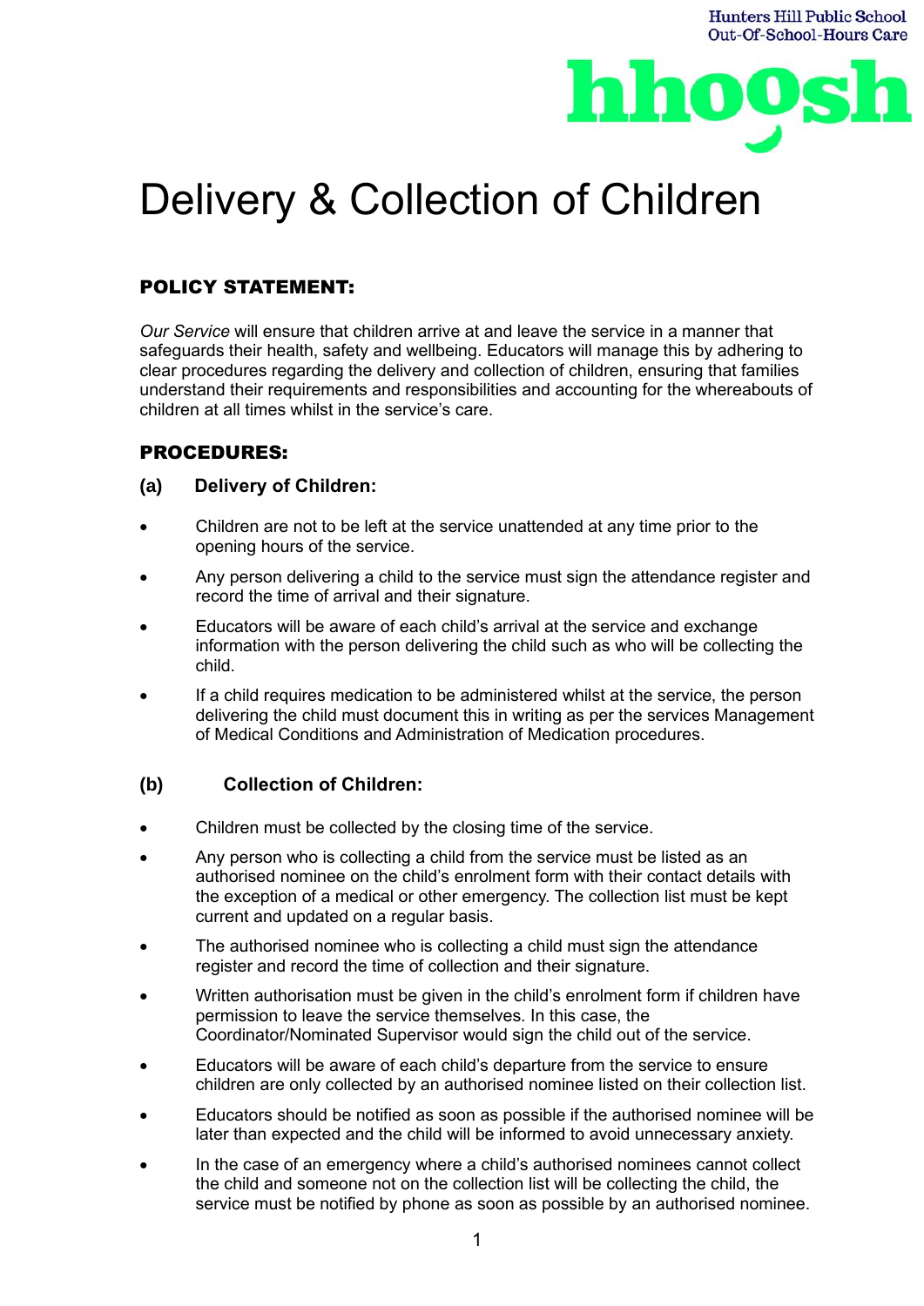Hunters Hill Public School
Out-Of-School-Hours Care

hhoosh

# Delivery & Collection of Children

## POLICY STATEMENT:

*Our Service* will ensure that children arrive at and leave the service in a manner that safeguards their health, safety and wellbeing. Educators will manage this by adhering to clear procedures regarding the delivery and collection of children, ensuring that families understand their requirements and responsibilities and accounting for the whereabouts of children at all times whilst in the service's care.

## PROCEDURES:

### (a) Delivery of Children:

- Children are not to be left at the service unattended at any time prior to the opening hours of the service.
- Any person delivering a child to the service must sign the attendance register and record the time of arrival and their signature.
- Educators will be aware of each child's arrival at the service and exchange information with the person delivering the child such as who will be collecting the child.
- If a child requires medication to be administered whilst at the service, the person delivering the child must document this in writing as per the services Management of Medical Conditions and Administration of Medication procedures.

### (b) Collection of Children:

- Children must be collected by the closing time of the service.
- Any person who is collecting a child from the service must be listed as an authorised nominee on the child's enrolment form with their contact details with the exception of a medical or other emergency. The collection list must be kept current and updated on a regular basis.
- The authorised nominee who is collecting a child must sign the attendance register and record the time of collection and their signature.
- Written authorisation must be given in the child's enrolment form if children have permission to leave the service themselves. In this case, the Coordinator/Nominated Supervisor would sign the child out of the service.
- Educators will be aware of each child's departure from the service to ensure children are only collected by an authorised nominee listed on their collection list.
- Educators should be notified as soon as possible if the authorised nominee will be later than expected and the child will be informed to avoid unnecessary anxiety.
- In the case of an emergency where a child's authorised nominees cannot collect the child and someone not on the collection list will be collecting the child, the service must be notified by phone as soon as possible by an authorised nominee.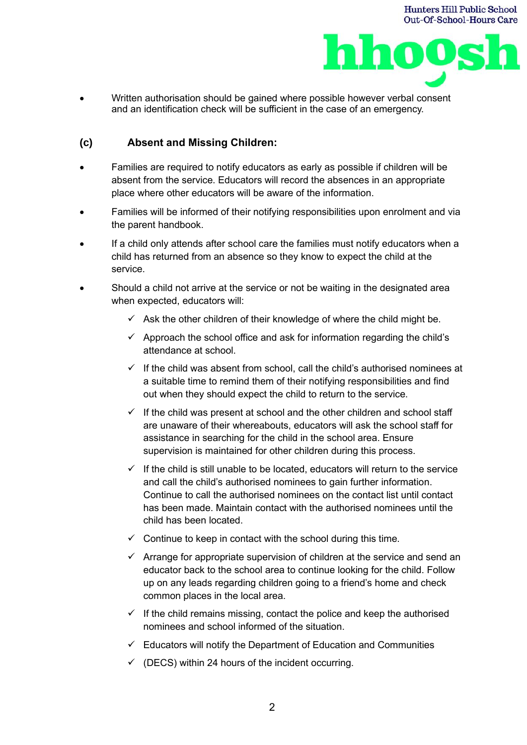- Written authorisation should be gained where possible however verbal consent and an identification check will be sufficient in the case of an emergency.

## (c) Absent and Missing Children:

- Families are required to notify educators as early as possible if children will be absent from the service. Educators will record the absences in an appropriate place where other educators will be aware of the information.
- Families will be informed of their notifying responsibilities upon enrolment and via the parent handbook.
- If a child only attends after school care the families must notify educators when a child has returned from an absence so they know to expect the child at the service.
- Should a child not arrive at the service or not be waiting in the designated area when expected, educators will:
  - ✓ Ask the other children of their knowledge of where the child might be.
  - ✓ Approach the school office and ask for information regarding the child's attendance at school.
  - ✓ If the child was absent from school, call the child's authorised nominees at a suitable time to remind them of their notifying responsibilities and find out when they should expect the child to return to the service.
  - ✓ If the child was present at school and the other children and school staff are unaware of their whereabouts, educators will ask the school staff for assistance in searching for the child in the school area. Ensure supervision is maintained for other children during this process.
  - ✓ If the child is still unable to be located, educators will return to the service and call the child's authorised nominees to gain further information. Continue to call the authorised nominees on the contact list until contact has been made. Maintain contact with the authorised nominees until the child has been located.
  - ✓ Continue to keep in contact with the school during this time.
  - ✓ Arrange for appropriate supervision of children at the service and send an educator back to the school area to continue looking for the child. Follow up on any leads regarding children going to a friend's home and check common places in the local area.
  - ✓ If the child remains missing, contact the police and keep the authorised nominees and school informed of the situation.
  - ✓ Educators will notify the Department of Education and Communities
  - ✓ (DECS) within 24 hours of the incident occurring.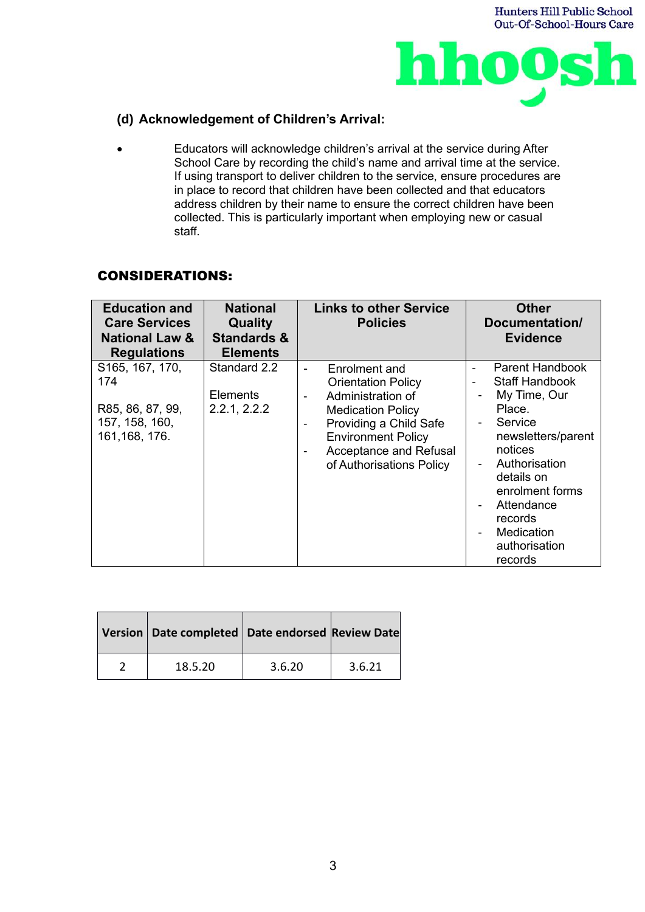### (d) Acknowledgement of Children's Arrival:

- Educators will acknowledge children's arrival at the service during After School Care by recording the child's name and arrival time at the service. If using transport to deliver children to the service, ensure procedures are in place to record that children have been collected and that educators address children by their name to ensure the correct children have been collected. This is particularly important when employing new or casual staff.

## CONSIDERATIONS:

| Education and Care Services National Law & Regulations | National Quality Standards & Elements | Links to other Service Policies | Other Documentation/ Evidence |
|---|---|---|---|
| S165, 167, 170, 174<br><br>R85, 86, 87, 99, 157, 158, 160, 161,168, 176. | Standard 2.2<br><br>Elements 2.2.1, 2.2.2 | - Enrolment and Orientation Policy<br>- Administration of Medication Policy<br>- Providing a Child Safe Environment Policy<br>- Acceptance and Refusal of Authorisations Policy | - Parent Handbook<br>- Staff Handbook<br>- My Time, Our Place.<br>- Service newsletters/parent notices<br>- Authorisation details on enrolment forms<br>- Attendance records<br>- Medication authorisation records |

| Version | Date completed | Date endorsed | Review Date |
|---|---|---|---|
| 2 | 18.5.20 | 3.6.20 | 3.6.21 |